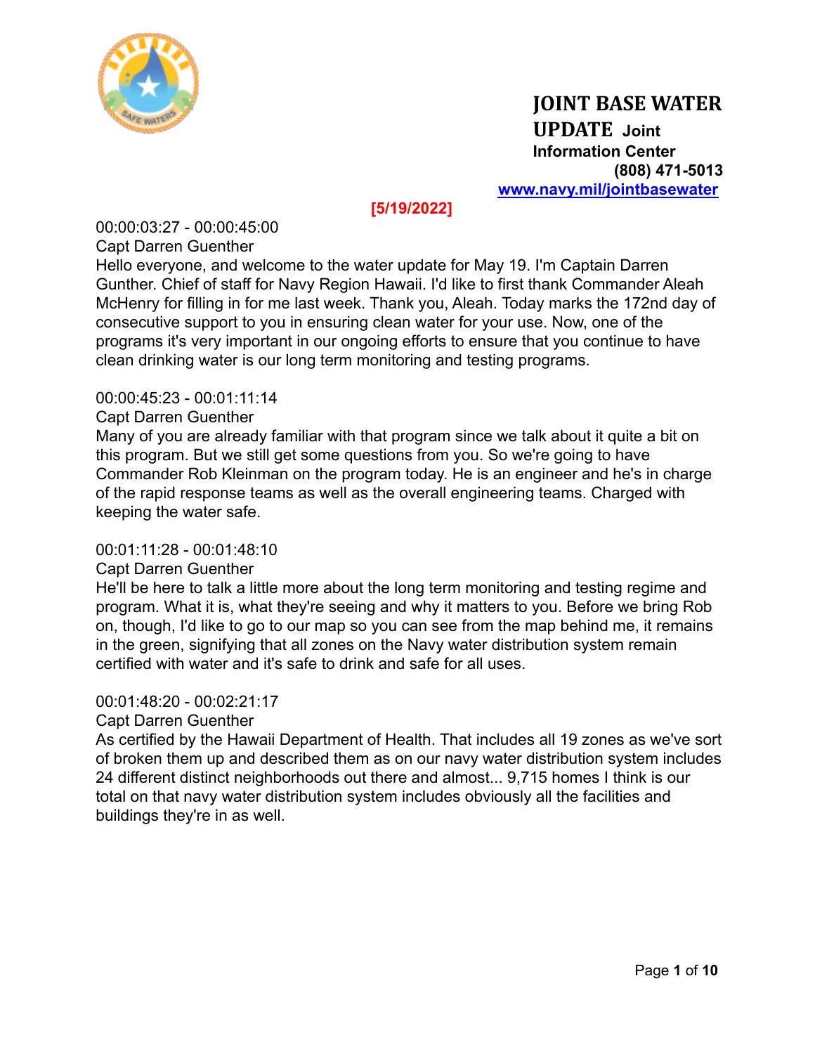# JOINT BASE WATER UPDATE

**Joint Information Center**
**(808) 471-5013**
**[www.navy.mil/jointbasewater](http://www.navy.mil/jointbasewater)**

**[5/19/2022]**

00:00:03:27 - 00:00:45:00
Capt Darren Guenther
Hello everyone, and welcome to the water update for May 19. I'm Captain Darren Gunther. Chief of staff for Navy Region Hawaii. I'd like to first thank Commander Aleah McHenry for filling in for me last week. Thank you, Aleah. Today marks the 172nd day of consecutive support to you in ensuring clean water for your use. Now, one of the programs it's very important in our ongoing efforts to ensure that you continue to have clean drinking water is our long term monitoring and testing programs.

00:00:45:23 - 00:01:11:14
Capt Darren Guenther
Many of you are already familiar with that program since we talk about it quite a bit on this program. But we still get some questions from you. So we're going to have Commander Rob Kleinman on the program today. He is an engineer and he's in charge of the rapid response teams as well as the overall engineering teams. Charged with keeping the water safe.

00:01:11:28 - 00:01:48:10
Capt Darren Guenther
He'll be here to talk a little more about the long term monitoring and testing regime and program. What it is, what they're seeing and why it matters to you. Before we bring Rob on, though, I'd like to go to our map so you can see from the map behind me, it remains in the green, signifying that all zones on the Navy water distribution system remain certified with water and it's safe to drink and safe for all uses.

00:01:48:20 - 00:02:21:17
Capt Darren Guenther
As certified by the Hawaii Department of Health. That includes all 19 zones as we've sort of broken them up and described them as on our navy water distribution system includes 24 different distinct neighborhoods out there and almost... 9,715 homes I think is our total on that navy water distribution system includes obviously all the facilities and buildings they're in as well.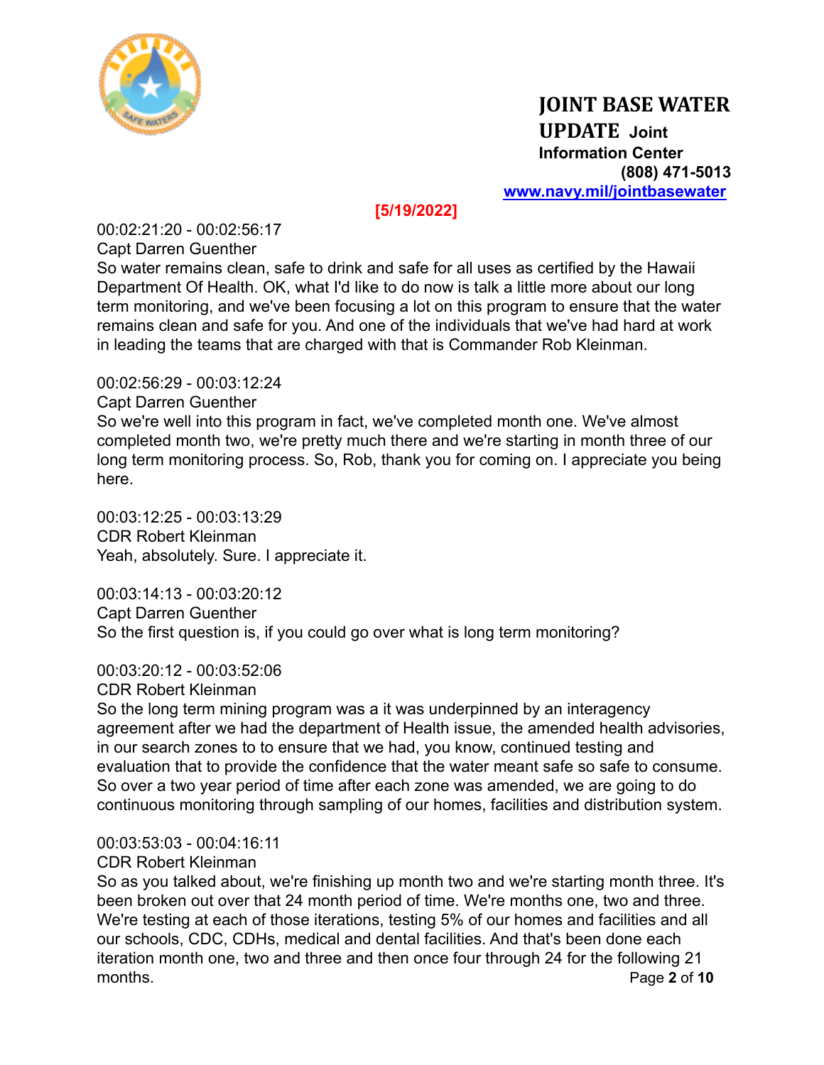# JOINT BASE WATER UPDATE

**Joint Information Center**
**(808) 471-5013**
**[www.navy.mil/jointbasewater](http://www.navy.mil/jointbasewater)**

**[5/19/2022]**

00:02:21:20 - 00:02:56:17
Capt Darren Guenther
So water remains clean, safe to drink and safe for all uses as certified by the Hawaii Department Of Health. OK, what I'd like to do now is talk a little more about our long term monitoring, and we've been focusing a lot on this program to ensure that the water remains clean and safe for you. And one of the individuals that we've had hard at work in leading the teams that are charged with that is Commander Rob Kleinman.

00:02:56:29 - 00:03:12:24
Capt Darren Guenther
So we're well into this program in fact, we've completed month one. We've almost completed month two, we're pretty much there and we're starting in month three of our long term monitoring process. So, Rob, thank you for coming on. I appreciate you being here.

00:03:12:25 - 00:03:13:29
CDR Robert Kleinman
Yeah, absolutely. Sure. I appreciate it.

00:03:14:13 - 00:03:20:12
Capt Darren Guenther
So the first question is, if you could go over what is long term monitoring?

00:03:20:12 - 00:03:52:06
CDR Robert Kleinman
So the long term mining program was a it was underpinned by an interagency agreement after we had the department of Health issue, the amended health advisories, in our search zones to to ensure that we had, you know, continued testing and evaluation that to provide the confidence that the water meant safe so safe to consume. So over a two year period of time after each zone was amended, we are going to do continuous monitoring through sampling of our homes, facilities and distribution system.

00:03:53:03 - 00:04:16:11
CDR Robert Kleinman
So as you talked about, we're finishing up month two and we're starting month three. It's been broken out over that 24 month period of time. We're months one, two and three. We're testing at each of those iterations, testing 5% of our homes and facilities and all our schools, CDC, CDHs, medical and dental facilities. And that's been done each iteration month one, two and three and then once four through 24 for the following 21 months.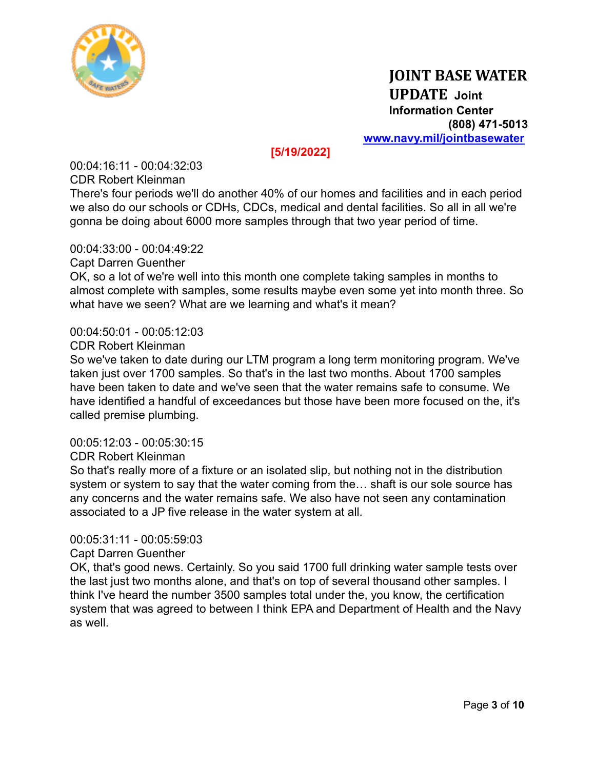# JOINT BASE WATER UPDATE

**Joint Information Center**
**(808) 471-5013**
**www.navy.mil/jointbasewater**

**[5/19/2022]**

00:04:16:11 - 00:04:32:03
CDR Robert Kleinman
There's four periods we'll do another 40% of our homes and facilities and in each period we also do our schools or CDHs, CDCs, medical and dental facilities. So all in all we're gonna be doing about 6000 more samples through that two year period of time.

00:04:33:00 - 00:04:49:22
Capt Darren Guenther
OK, so a lot of we're well into this month one complete taking samples in months to almost complete with samples, some results maybe even some yet into month three. So what have we seen? What are we learning and what's it mean?

00:04:50:01 - 00:05:12:03
CDR Robert Kleinman
So we've taken to date during our LTM program a long term monitoring program. We've taken just over 1700 samples. So that's in the last two months. About 1700 samples have been taken to date and we've seen that the water remains safe to consume. We have identified a handful of exceedances but those have been more focused on the, it's called premise plumbing.

00:05:12:03 - 00:05:30:15
CDR Robert Kleinman
So that's really more of a fixture or an isolated slip, but nothing not in the distribution system or system to say that the water coming from the… shaft is our sole source has any concerns and the water remains safe. We also have not seen any contamination associated to a JP five release in the water system at all.

00:05:31:11 - 00:05:59:03
Capt Darren Guenther
OK, that's good news. Certainly. So you said 1700 full drinking water sample tests over the last just two months alone, and that's on top of several thousand other samples. I think I've heard the number 3500 samples total under the, you know, the certification system that was agreed to between I think EPA and Department of Health and the Navy as well.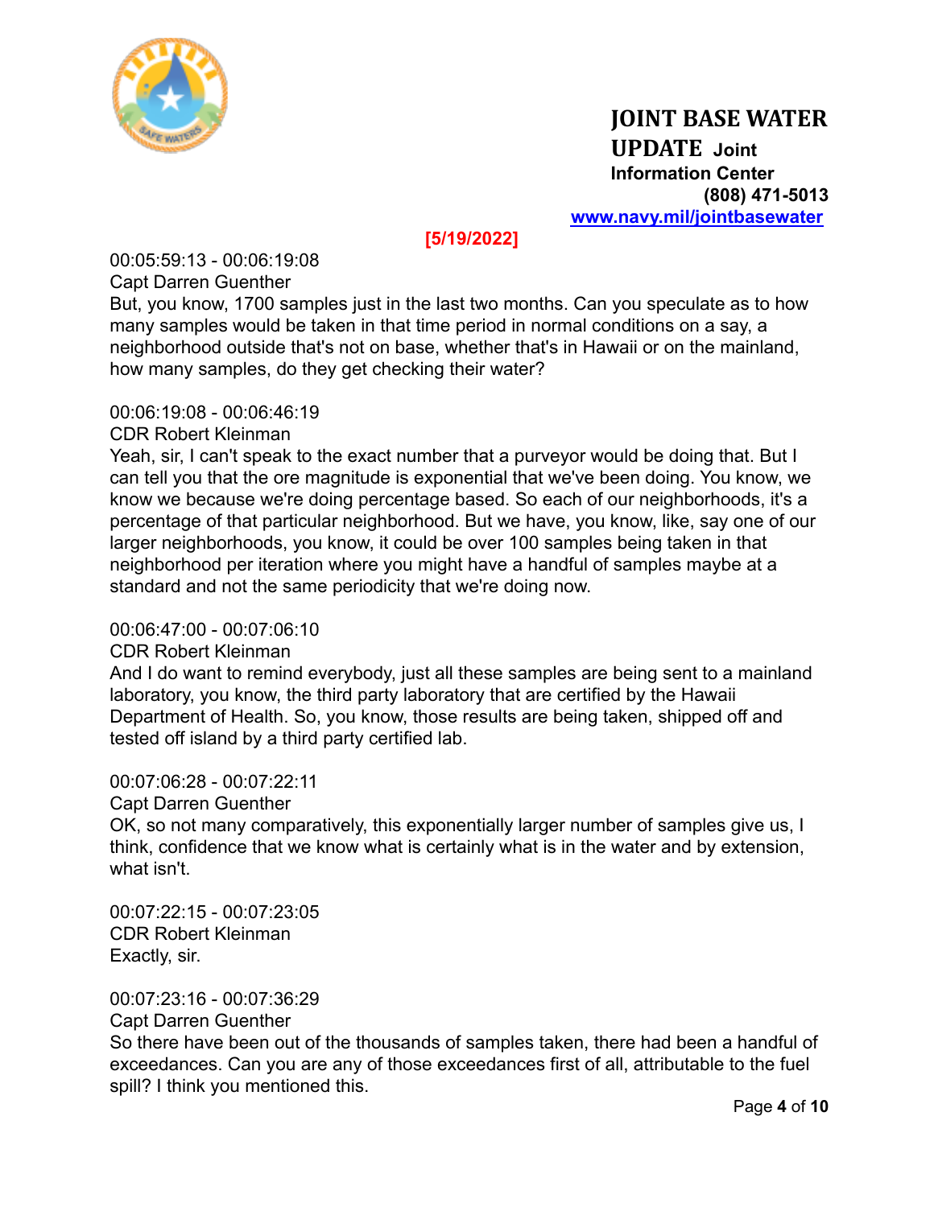# JOINT BASE WATER UPDATE

**Joint Information Center**
**(808) 471-5013**
**www.navy.mil/jointbasewater**

**[5/19/2022]**

00:05:59:13 - 00:06:19:08
Capt Darren Guenther
But, you know, 1700 samples just in the last two months. Can you speculate as to how many samples would be taken in that time period in normal conditions on a say, a neighborhood outside that's not on base, whether that's in Hawaii or on the mainland, how many samples, do they get checking their water?

00:06:19:08 - 00:06:46:19
CDR Robert Kleinman
Yeah, sir, I can't speak to the exact number that a purveyor would be doing that. But I can tell you that the ore magnitude is exponential that we've been doing. You know, we know we because we're doing percentage based. So each of our neighborhoods, it's a percentage of that particular neighborhood. But we have, you know, like, say one of our larger neighborhoods, you know, it could be over 100 samples being taken in that neighborhood per iteration where you might have a handful of samples maybe at a standard and not the same periodicity that we're doing now.

00:06:47:00 - 00:07:06:10
CDR Robert Kleinman
And I do want to remind everybody, just all these samples are being sent to a mainland laboratory, you know, the third party laboratory that are certified by the Hawaii Department of Health. So, you know, those results are being taken, shipped off and tested off island by a third party certified lab.

00:07:06:28 - 00:07:22:11
Capt Darren Guenther
OK, so not many comparatively, this exponentially larger number of samples give us, I think, confidence that we know what is certainly what is in the water and by extension, what isn't.

00:07:22:15 - 00:07:23:05
CDR Robert Kleinman
Exactly, sir.

00:07:23:16 - 00:07:36:29
Capt Darren Guenther
So there have been out of the thousands of samples taken, there had been a handful of exceedances. Can you are any of those exceedances first of all, attributable to the fuel spill? I think you mentioned this.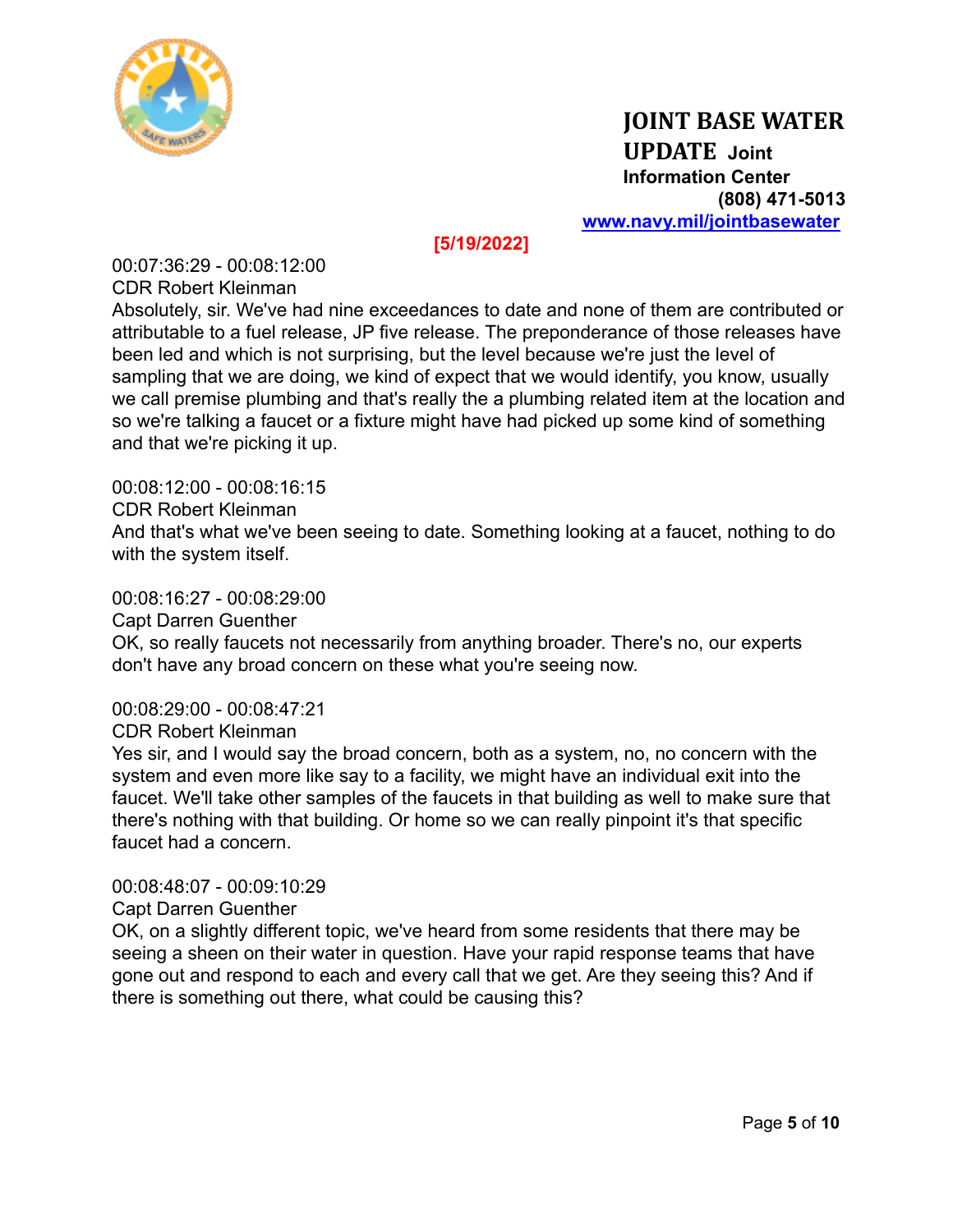00:07:36:29 - 00:08:12:00
CDR Robert Kleinman
Absolutely, sir. We've had nine exceedances to date and none of them are contributed or attributable to a fuel release, JP five release. The preponderance of those releases have been led and which is not surprising, but the level because we're just the level of sampling that we are doing, we kind of expect that we would identify, you know, usually we call premise plumbing and that's really the a plumbing related item at the location and so we're talking a faucet or a fixture might have had picked up some kind of something and that we're picking it up.

00:08:12:00 - 00:08:16:15
CDR Robert Kleinman
And that's what we've been seeing to date. Something looking at a faucet, nothing to do with the system itself.

00:08:16:27 - 00:08:29:00
Capt Darren Guenther
OK, so really faucets not necessarily from anything broader. There's no, our experts don't have any broad concern on these what you're seeing now.

00:08:29:00 - 00:08:47:21
CDR Robert Kleinman
Yes sir, and I would say the broad concern, both as a system, no, no concern with the system and even more like say to a facility, we might have an individual exit into the faucet. We'll take other samples of the faucets in that building as well to make sure that there's nothing with that building. Or home so we can really pinpoint it's that specific faucet had a concern.

00:08:48:07 - 00:09:10:29
Capt Darren Guenther
OK, on a slightly different topic, we've heard from some residents that there may be seeing a sheen on their water in question. Have your rapid response teams that have gone out and respond to each and every call that we get. Are they seeing this? And if there is something out there, what could be causing this?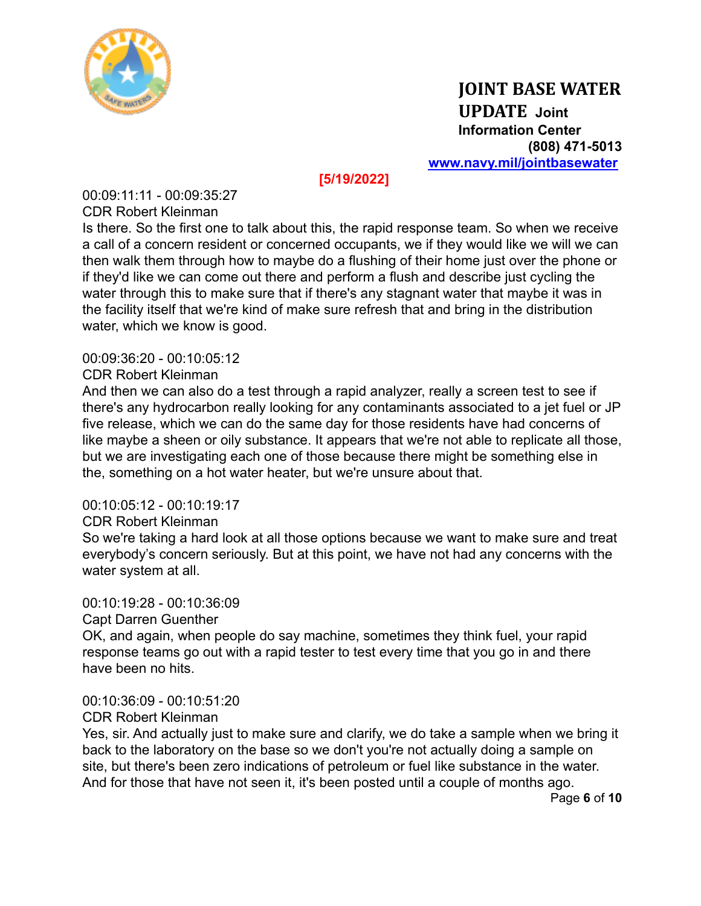00:09:11:11 - 00:09:35:27
CDR Robert Kleinman
Is there. So the first one to talk about this, the rapid response team. So when we receive a call of a concern resident or concerned occupants, we if they would like we will we can then walk them through how to maybe do a flushing of their home just over the phone or if they'd like we can come out there and perform a flush and describe just cycling the water through this to make sure that if there's any stagnant water that maybe it was in the facility itself that we're kind of make sure refresh that and bring in the distribution water, which we know is good.

00:09:36:20 - 00:10:05:12
CDR Robert Kleinman
And then we can also do a test through a rapid analyzer, really a screen test to see if there's any hydrocarbon really looking for any contaminants associated to a jet fuel or JP five release, which we can do the same day for those residents have had concerns of like maybe a sheen or oily substance. It appears that we're not able to replicate all those, but we are investigating each one of those because there might be something else in the, something on a hot water heater, but we're unsure about that.

00:10:05:12 - 00:10:19:17
CDR Robert Kleinman
So we're taking a hard look at all those options because we want to make sure and treat everybody's concern seriously. But at this point, we have not had any concerns with the water system at all.

00:10:19:28 - 00:10:36:09
Capt Darren Guenther
OK, and again, when people do say machine, sometimes they think fuel, your rapid response teams go out with a rapid tester to test every time that you go in and there have been no hits.

00:10:36:09 - 00:10:51:20
CDR Robert Kleinman
Yes, sir. And actually just to make sure and clarify, we do take a sample when we bring it back to the laboratory on the base so we don't you're not actually doing a sample on site, but there's been zero indications of petroleum or fuel like substance in the water. And for those that have not seen it, it's been posted until a couple of months ago.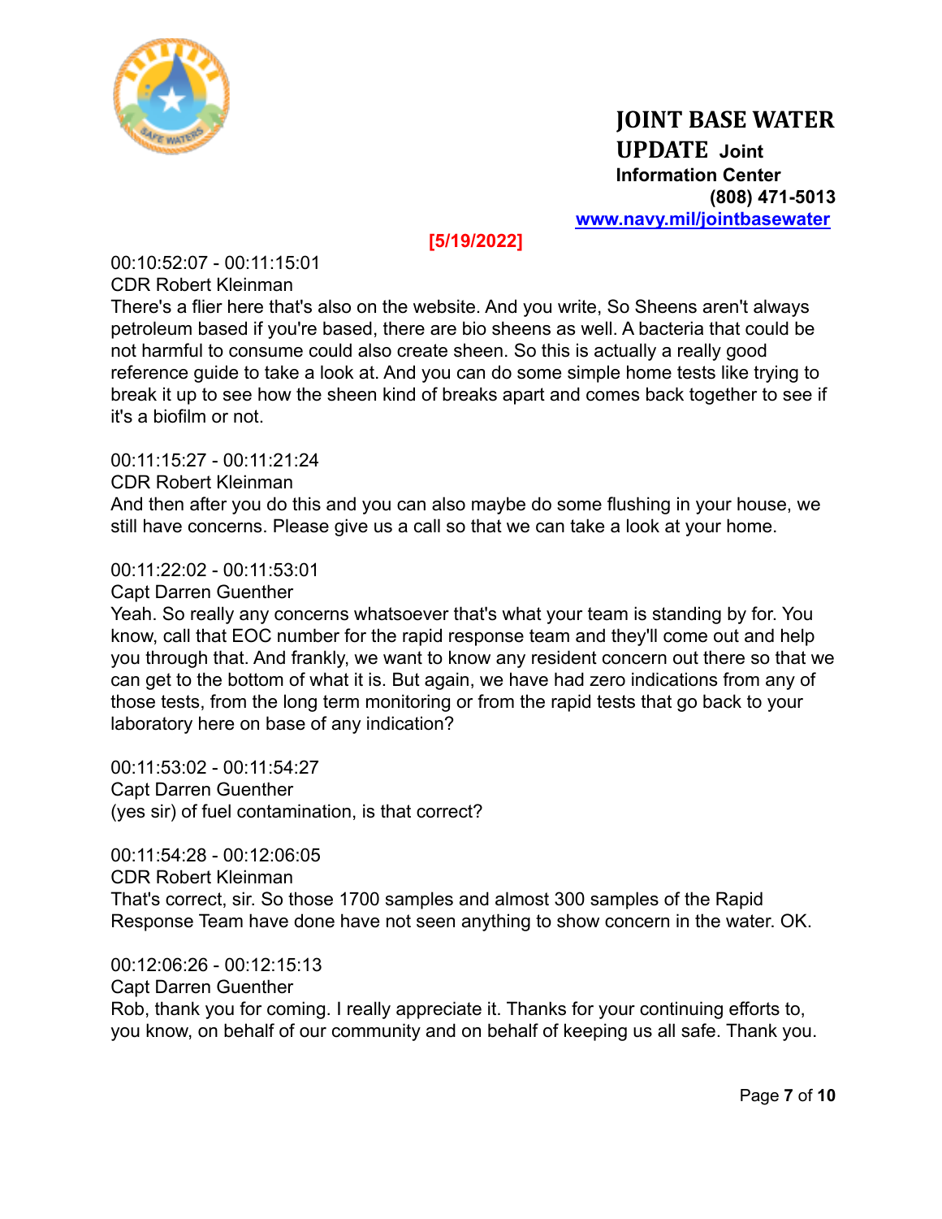00:10:52:07 - 00:11:15:01
CDR Robert Kleinman
There's a flier here that's also on the website. And you write, So Sheens aren't always petroleum based if you're based, there are bio sheens as well. A bacteria that could be not harmful to consume could also create sheen. So this is actually a really good reference guide to take a look at. And you can do some simple home tests like trying to break it up to see how the sheen kind of breaks apart and comes back together to see if it's a biofilm or not.

00:11:15:27 - 00:11:21:24
CDR Robert Kleinman
And then after you do this and you can also maybe do some flushing in your house, we still have concerns. Please give us a call so that we can take a look at your home.

00:11:22:02 - 00:11:53:01
Capt Darren Guenther
Yeah. So really any concerns whatsoever that's what your team is standing by for. You know, call that EOC number for the rapid response team and they'll come out and help you through that. And frankly, we want to know any resident concern out there so that we can get to the bottom of what it is. But again, we have had zero indications from any of those tests, from the long term monitoring or from the rapid tests that go back to your laboratory here on base of any indication?

00:11:53:02 - 00:11:54:27
Capt Darren Guenther
(yes sir) of fuel contamination, is that correct?

00:11:54:28 - 00:12:06:05
CDR Robert Kleinman
That's correct, sir. So those 1700 samples and almost 300 samples of the Rapid Response Team have done have not seen anything to show concern in the water. OK.

00:12:06:26 - 00:12:15:13
Capt Darren Guenther
Rob, thank you for coming. I really appreciate it. Thanks for your continuing efforts to, you know, on behalf of our community and on behalf of keeping us all safe. Thank you.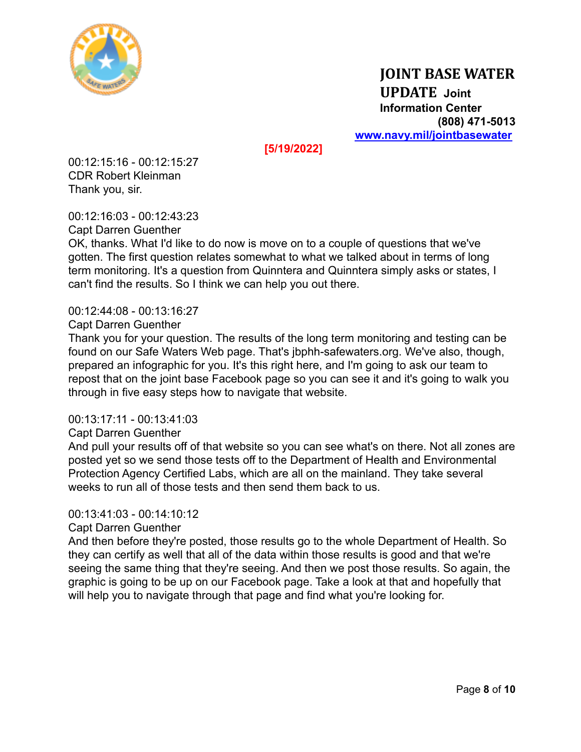00:12:15:16 - 00:12:15:27
CDR Robert Kleinman
Thank you, sir.

00:12:16:03 - 00:12:43:23
Capt Darren Guenther
OK, thanks. What I'd like to do now is move on to a couple of questions that we've gotten. The first question relates somewhat to what we talked about in terms of long term monitoring. It's a question from Quinntera and Quinntera simply asks or states, I can't find the results. So I think we can help you out there.

00:12:44:08 - 00:13:16:27
Capt Darren Guenther
Thank you for your question. The results of the long term monitoring and testing can be found on our Safe Waters Web page. That's jbphh-safewaters.org. We've also, though, prepared an infographic for you. It's this right here, and I'm going to ask our team to repost that on the joint base Facebook page so you can see it and it's going to walk you through in five easy steps how to navigate that website.

00:13:17:11 - 00:13:41:03
Capt Darren Guenther
And pull your results off of that website so you can see what's on there. Not all zones are posted yet so we send those tests off to the Department of Health and Environmental Protection Agency Certified Labs, which are all on the mainland. They take several weeks to run all of those tests and then send them back to us.

00:13:41:03 - 00:14:10:12
Capt Darren Guenther
And then before they're posted, those results go to the whole Department of Health. So they can certify as well that all of the data within those results is good and that we're seeing the same thing that they're seeing. And then we post those results. So again, the graphic is going to be up on our Facebook page. Take a look at that and hopefully that will help you to navigate through that page and find what you're looking for.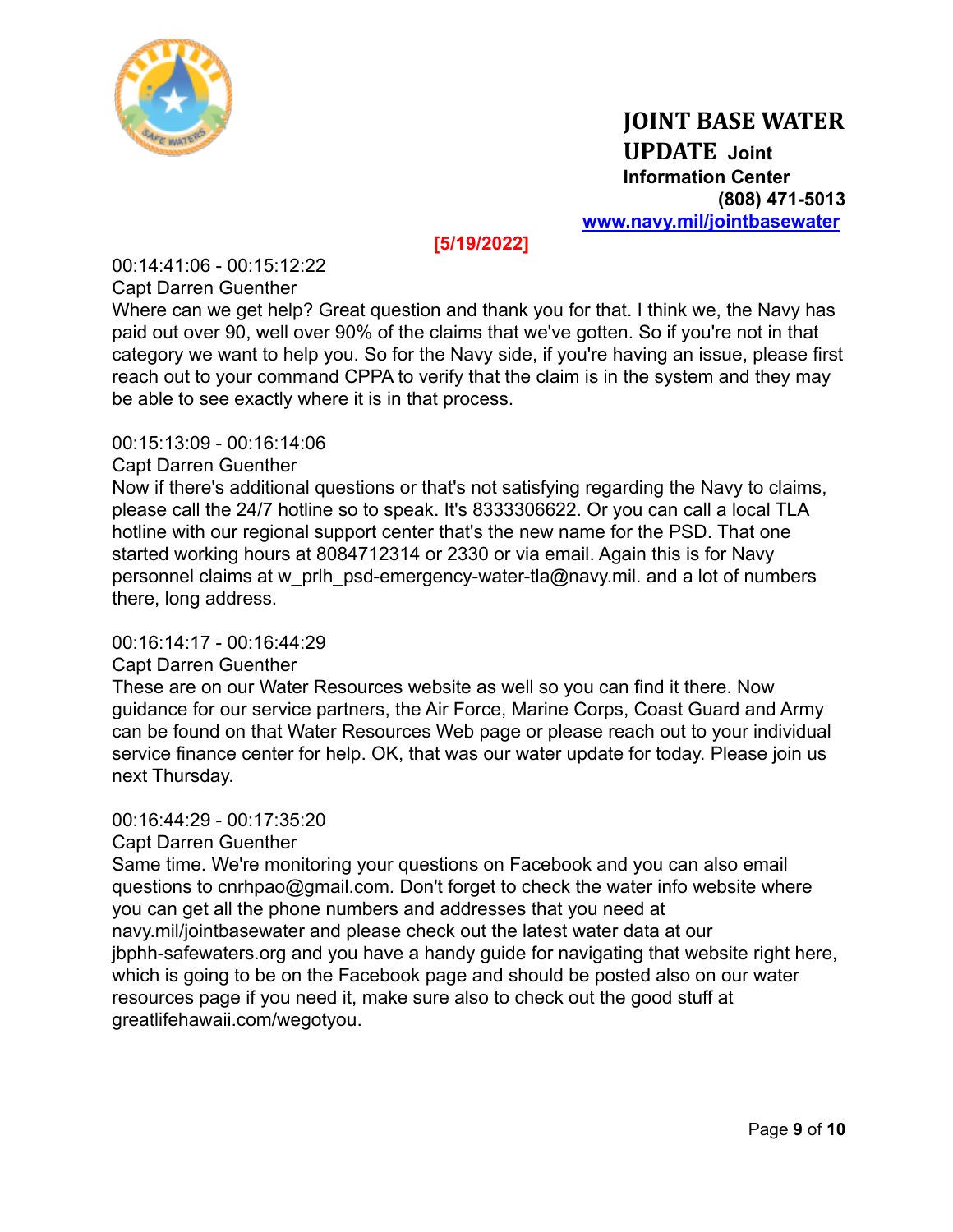# JOINT BASE WATER UPDATE

**Joint Information Center**
**(808) 471-5013**
**www.navy.mil/jointbasewater**

**[5/19/2022]**

00:14:41:06 - 00:15:12:22
Capt Darren Guenther
Where can we get help? Great question and thank you for that. I think we, the Navy has paid out over 90, well over 90% of the claims that we've gotten. So if you're not in that category we want to help you. So for the Navy side, if you're having an issue, please first reach out to your command CPPA to verify that the claim is in the system and they may be able to see exactly where it is in that process.

00:15:13:09 - 00:16:14:06
Capt Darren Guenther
Now if there's additional questions or that's not satisfying regarding the Navy to claims, please call the 24/7 hotline so to speak. It's 8333306622. Or you can call a local TLA hotline with our regional support center that's the new name for the PSD. That one started working hours at 8084712314 or 2330 or via email. Again this is for Navy personnel claims at w_prlh_psd-emergency-water-tla@navy.mil. and a lot of numbers there, long address.

00:16:14:17 - 00:16:44:29
Capt Darren Guenther
These are on our Water Resources website as well so you can find it there. Now guidance for our service partners, the Air Force, Marine Corps, Coast Guard and Army can be found on that Water Resources Web page or please reach out to your individual service finance center for help. OK, that was our water update for today. Please join us next Thursday.

00:16:44:29 - 00:17:35:20
Capt Darren Guenther
Same time. We're monitoring your questions on Facebook and you can also email questions to cnrhpao@gmail.com. Don't forget to check the water info website where you can get all the phone numbers and addresses that you need at navy.mil/jointbasewater and please check out the latest water data at our jbphh-safewaters.org and you have a handy guide for navigating that website right here, which is going to be on the Facebook page and should be posted also on our water resources page if you need it, make sure also to check out the good stuff at greatlifehawaii.com/wegotyou.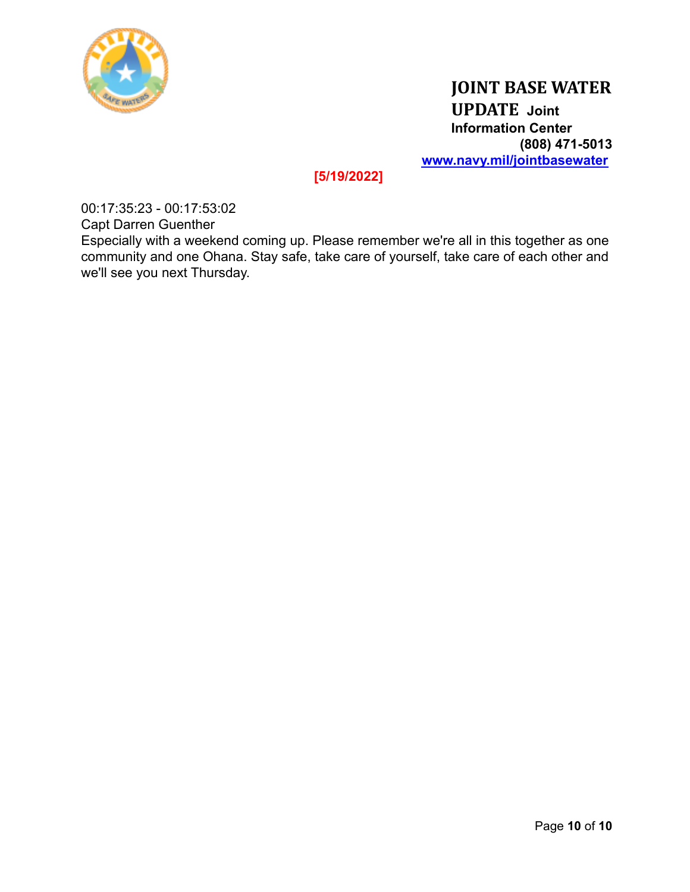00:17:35:23 - 00:17:53:02
Capt Darren Guenther
Especially with a weekend coming up. Please remember we're all in this together as one community and one Ohana. Stay safe, take care of yourself, take care of each other and we'll see you next Thursday.